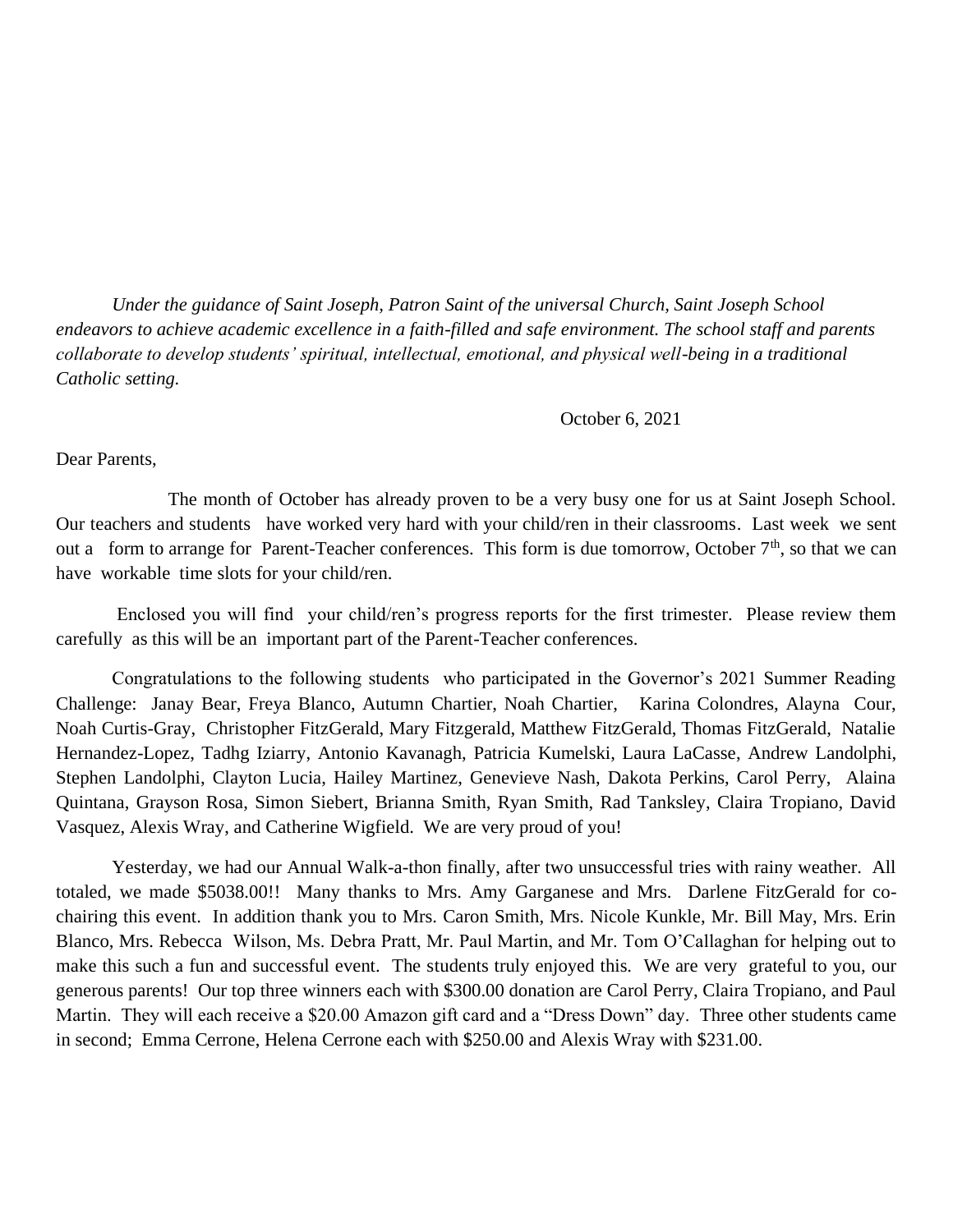*Under the guidance of Saint Joseph, Patron Saint of the universal Church, Saint Joseph School endeavors to achieve academic excellence in a faith-filled and safe environment. The school staff and parents collaborate to develop students' spiritual, intellectual, emotional, and physical well-being in a traditional Catholic setting.*

October 6, 2021

Dear Parents,

The month of October has already proven to be a very busy one for us at Saint Joseph School. Our teachers and students have worked very hard with your child/ren in their classrooms. Last week we sent out a form to arrange for Parent-Teacher conferences. This form is due tomorrow, October 7th, so that we can have workable time slots for your child/ren.

Enclosed you will find your child/ren's progress reports for the first trimester. Please review them carefully as this will be an important part of the Parent-Teacher conferences.

Congratulations to the following students who participated in the Governor's 2021 Summer Reading Challenge: Janay Bear, Freya Blanco, Autumn Chartier, Noah Chartier, Karina Colondres, Alayna Cour, Noah Curtis-Gray, Christopher FitzGerald, Mary Fitzgerald, Matthew FitzGerald, Thomas FitzGerald, Natalie Hernandez-Lopez, Tadhg Iziarry, Antonio Kavanagh, Patricia Kumelski, Laura LaCasse, Andrew Landolphi, Stephen Landolphi, Clayton Lucia, Hailey Martinez, Genevieve Nash, Dakota Perkins, Carol Perry, Alaina Quintana, Grayson Rosa, Simon Siebert, Brianna Smith, Ryan Smith, Rad Tanksley, Claira Tropiano, David Vasquez, Alexis Wray, and Catherine Wigfield. We are very proud of you!

Yesterday, we had our Annual Walk-a-thon finally, after two unsuccessful tries with rainy weather. All totaled, we made $5038.00!! Many thanks to Mrs. Amy Garganese and Mrs. Darlene FitzGerald for co-chairing this event. In addition thank you to Mrs. Caron Smith, Mrs. Nicole Kunkle, Mr. Bill May, Mrs. Erin Blanco, Mrs. Rebecca Wilson, Ms. Debra Pratt, Mr. Paul Martin, and Mr. Tom O'Callaghan for helping out to make this such a fun and successful event. The students truly enjoyed this. We are very grateful to you, our generous parents! Our top three winners each with $300.00 donation are Carol Perry, Claira Tropiano, and Paul Martin. They will each receive a $20.00 Amazon gift card and a "Dress Down" day. Three other students came in second; Emma Cerrone, Helena Cerrone each with $250.00 and Alexis Wray with $231.00.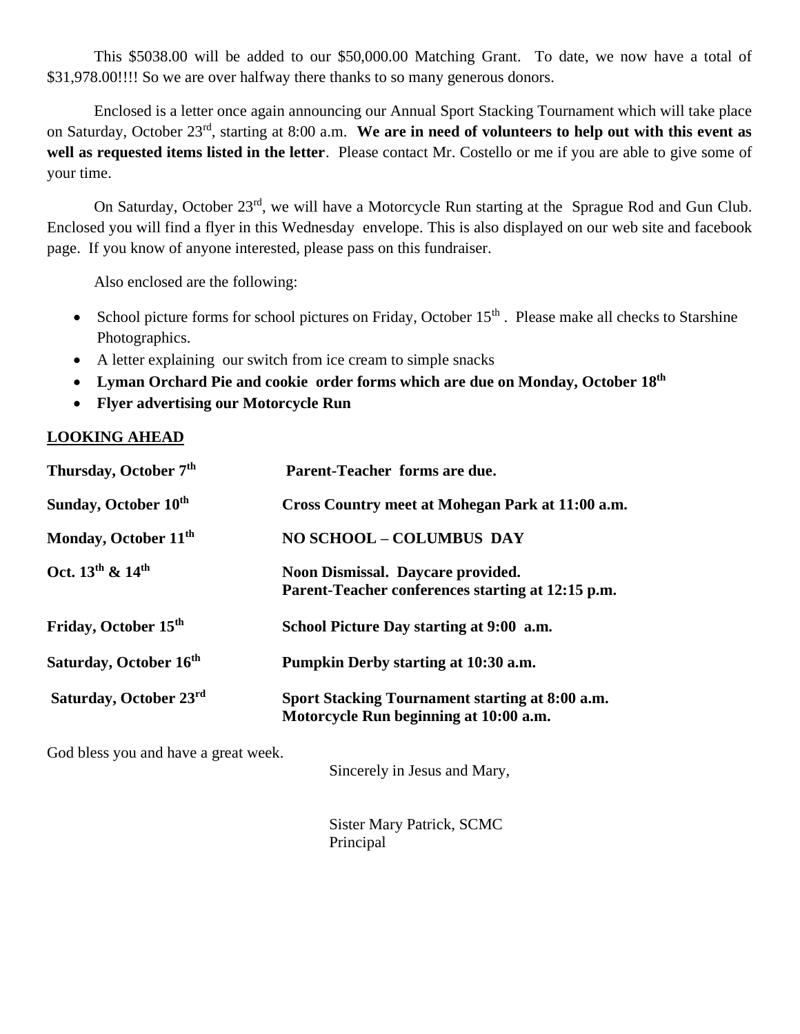This $5038.00 will be added to our $50,000.00 Matching Grant. To date, we now have a total of $31,978.00!!!! So we are over halfway there thanks to so many generous donors.

Enclosed is a letter once again announcing our Annual Sport Stacking Tournament which will take place on Saturday, October 23rd, starting at 8:00 a.m. **We are in need of volunteers to help out with this event as well as requested items listed in the letter**. Please contact Mr. Costello or me if you are able to give some of your time.

On Saturday, October 23rd, we will have a Motorcycle Run starting at the Sprague Rod and Gun Club. Enclosed you will find a flyer in this Wednesday envelope. This is also displayed on our web site and facebook page. If you know of anyone interested, please pass on this fundraiser.

Also enclosed are the following:

- School picture forms for school pictures on Friday, October 15th . Please make all checks to Starshine Photographics.
- A letter explaining our switch from ice cream to simple snacks
- **Lyman Orchard Pie and cookie order forms which are due on Monday, October 18th**
- **Flyer advertising our Motorcycle Run**

## LOOKING AHEAD

| | |
|---|---|
| **Thursday, October 7th** | **Parent-Teacher forms are due.** |
| **Sunday, October 10th** | **Cross Country meet at Mohegan Park at 11:00 a.m.** |
| **Monday, October 11th** | **NO SCHOOL – COLUMBUS DAY** |
| **Oct. 13th & 14th** | **Noon Dismissal. Daycare provided. Parent-Teacher conferences starting at 12:15 p.m.** |
| **Friday, October 15th** | **School Picture Day starting at 9:00 a.m.** |
| **Saturday, October 16th** | **Pumpkin Derby starting at 10:30 a.m.** |
| **Saturday, October 23rd** | **Sport Stacking Tournament starting at 8:00 a.m. Motorcycle Run beginning at 10:00 a.m.** |

God bless you and have a great week.

Sincerely in Jesus and Mary,

Sister Mary Patrick, SCMC
Principal